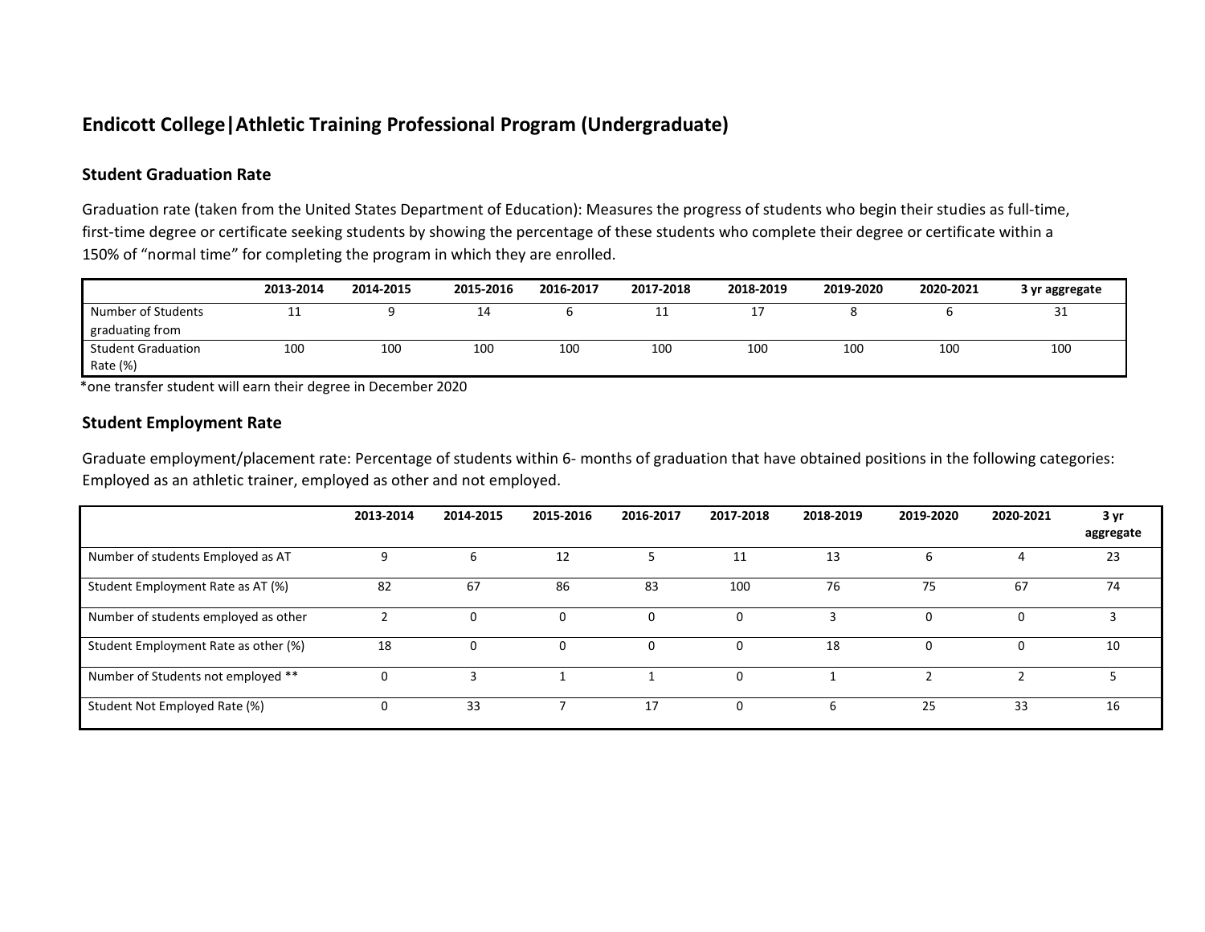# Endicott College|Athletic Training Professional Program (Undergraduate)

## Student Graduation Rate

Graduation rate (taken from the United States Department of Education): Measures the progress of students who begin their studies as full-time, first-time degree or certificate seeking students by showing the percentage of these students who complete their degree or certificate within a 150% of "normal time" for completing the program in which they are enrolled.

| | 2013-2014 | 2014-2015 | 2015-2016 | 2016-2017 | 2017-2018 | 2018-2019 | 2019-2020 | 2020-2021 | 3 yr aggregate |
|---|---|---|---|---|---|---|---|---|---|
| Number of Students graduating from | 11 | 9 | 14 | 6 | 11 | 17 | 8 | 6 | 31 |
| Student Graduation Rate (%) | 100 | 100 | 100 | 100 | 100 | 100 | 100 | 100 | 100 |

*one transfer student will earn their degree in December 2020

## Student Employment Rate

Graduate employment/placement rate: Percentage of students within 6- months of graduation that have obtained positions in the following categories: Employed as an athletic trainer, employed as other and not employed.

| | 2013-2014 | 2014-2015 | 2015-2016 | 2016-2017 | 2017-2018 | 2018-2019 | 2019-2020 | 2020-2021 | 3 yr aggregate |
|---|---|---|---|---|---|---|---|---|---|
| Number of students Employed as AT | 9 | 6 | 12 | 5 | 11 | 13 | 6 | 4 | 23 |
| Student Employment Rate as AT (%) | 82 | 67 | 86 | 83 | 100 | 76 | 75 | 67 | 74 |
| Number of students employed as other | 2 | 0 | 0 | 0 | 0 | 3 | 0 | 0 | 3 |
| Student Employment Rate as other (%) | 18 | 0 | 0 | 0 | 0 | 18 | 0 | 0 | 10 |
| Number of Students not employed ** | 0 | 3 | 1 | 1 | 0 | 1 | 2 | 2 | 5 |
| Student Not Employed Rate (%) | 0 | 33 | 7 | 17 | 0 | 6 | 25 | 33 | 16 |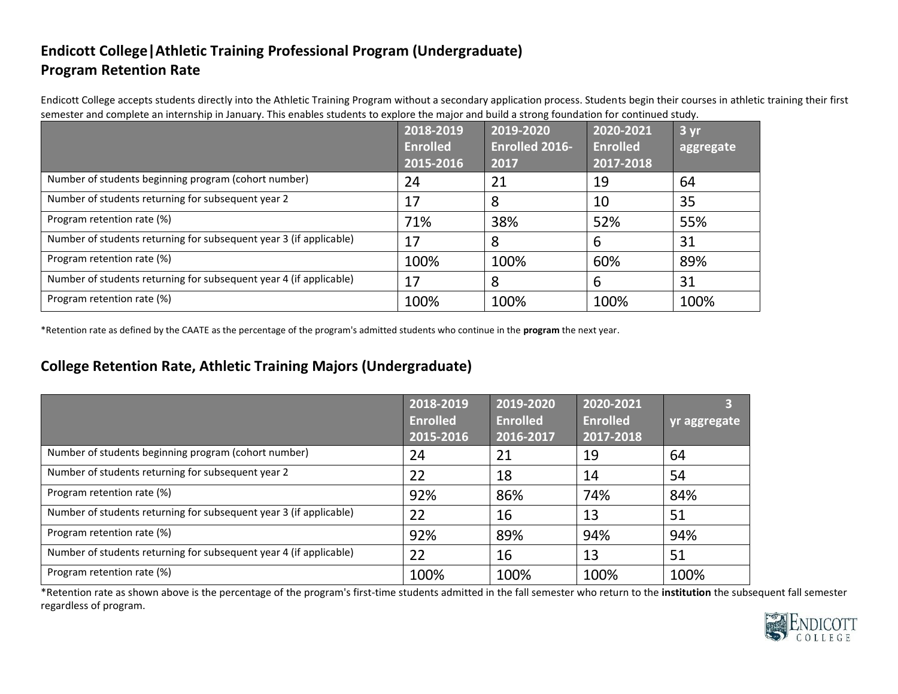## Endicott College|Athletic Training Professional Program (Undergraduate)
## Program Retention Rate

Endicott College accepts students directly into the Athletic Training Program without a secondary application process. Students begin their courses in athletic training their first semester and complete an internship in January. This enables students to explore the major and build a strong foundation for continued study.

| | 2018-2019 Enrolled 2015-2016 | 2019-2020 Enrolled 2016-2017 | 2020-2021 Enrolled 2017-2018 | 3 yr aggregate |
|---|---|---|---|---|
| Number of students beginning program (cohort number) | 24 | 21 | 19 | 64 |
| Number of students returning for subsequent year 2 | 17 | 8 | 10 | 35 |
| Program retention rate (%) | 71% | 38% | 52% | 55% |
| Number of students returning for subsequent year 3 (if applicable) | 17 | 8 | 6 | 31 |
| Program retention rate (%) | 100% | 100% | 60% | 89% |
| Number of students returning for subsequent year 4 (if applicable) | 17 | 8 | 6 | 31 |
| Program retention rate (%) | 100% | 100% | 100% | 100% |

*Retention rate as defined by the CAATE as the percentage of the program's admitted students who continue in the **program** the next year.

## College Retention Rate, Athletic Training Majors (Undergraduate)

| | 2018-2019 Enrolled 2015-2016 | 2019-2020 Enrolled 2016-2017 | 2020-2021 Enrolled 2017-2018 | 3 yr aggregate |
|---|---|---|---|---|
| Number of students beginning program (cohort number) | 24 | 21 | 19 | 64 |
| Number of students returning for subsequent year 2 | 22 | 18 | 14 | 54 |
| Program retention rate (%) | 92% | 86% | 74% | 84% |
| Number of students returning for subsequent year 3 (if applicable) | 22 | 16 | 13 | 51 |
| Program retention rate (%) | 92% | 89% | 94% | 94% |
| Number of students returning for subsequent year 4 (if applicable) | 22 | 16 | 13 | 51 |
| Program retention rate (%) | 100% | 100% | 100% | 100% |

*Retention rate as shown above is the percentage of the program's first-time students admitted in the fall semester who return to the **institution** the subsequent fall semester regardless of program.